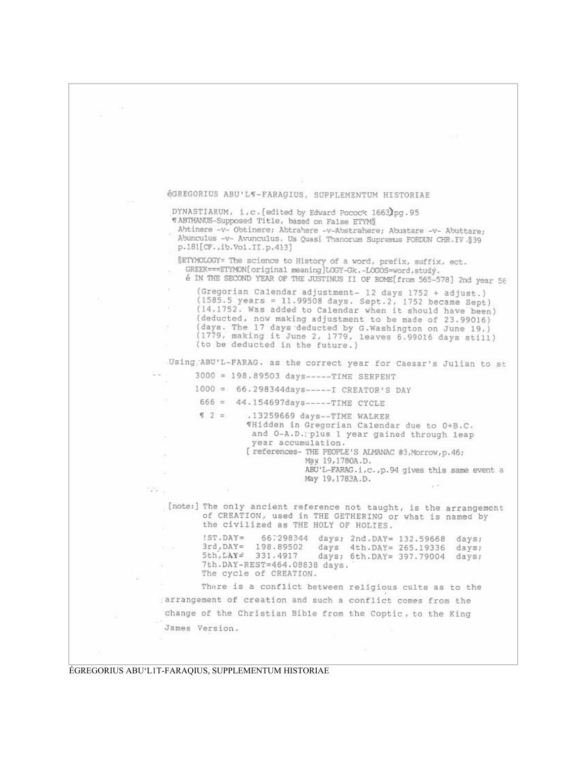éGREGORIUS ABU'L¶-FARAGIUS, SUPPLEMENTUM HISTORIAE

DYNASTIARUM, i,c.[edited by Edward Pocock 1663]pg.95
¶ABTHANUS-Supposed Title, based on False ETYM§
Abtinere -v- Obtinere; Abtrahere -v-Abstrahere; Abustare -v- Abuttare;
Abunculus -v- Avunculus. Us Quasi Thanorum Supremus FORDUN CHR.IV.§39
p.181[CF.,ib.Vol.II.p.413]

§ETYMOLOGY= The science to History of a word, prefix, suffix, ect.
GREEK===ETYMON[original meaning]LOGY-Gk.-LOGOS=word,study.
é IN THE SECOND YEAR OF THE JUSTINUS II OF ROME[from 565-578] 2nd year 56

(Gregorian Calendar adjustment- 12 days 1752 + adjust.)
(1585.5 years = 11.99508 days. Sept.2, 1752 became Sept)
(14,1752. Was added to Calendar when it should have been)
(deducted, now making adjustment to be made of 23.99016)
(days. The 17 days deducted by G.Washington on June 19,)
(1779, making it June 2, 1779, leaves 6.99016 days still)
(to be deducted in the future.)

Using ABU'L-FARAG. as the correct year for Caesar's Julian to st

3000 = 198.89503 days-----TIME SERPENT
1000 = 66.298344days-----I CREATOR'S DAY
666 = 44.154697days-----TIME CYCLE
¶ 2 = .13259669 days--TIME WALKER
¶Hidden in Gregorian Calendar due to 0+B.C. and 0-A.D.:plus 1 year gained through leap year accumulation.
[ references- THE PEOPLE'S ALMANAC #3,Morrow,p.46; May 19,1780A.D.
ABU'L-FARAG.i,c.,p.94 gives this same event a May 19,1783A.D.

[note:] The only ancient reference not taught, is the arrangement of CREATION, used in THE GETHERING or what is named by the civilized as THE HOLY OF HOLIES.

1ST.DAY= 66.298344 days; 2nd.DAY= 132.59668 days;
3rd,DAY= 198.89502 days 4th.DAY= 265.19336 days;
5th,DAY= 331.4917 days; 6th.DAY= 397.79004 days;
7th.DAY-REST=464.08838 days.
The cycle of CREATION.

There is a conflict between religious cults as to the arrangement of creation and such a conflict comes from the change of the Christian Bible from the Coptic, to the King James Version.

ÉGREGORIUS ABU'L1T-FARAQIUS, SUPPLEMENTUM HISTORIAE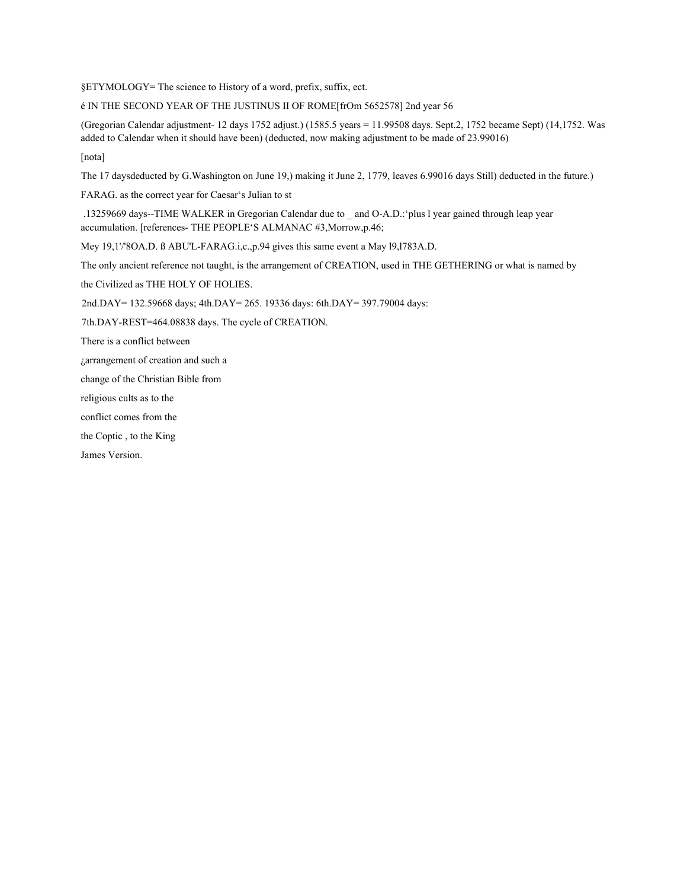§ETYMOLOGY= The science to History of a word, prefix, suffix, ect.

é IN THE SECOND YEAR OF THE JUSTINUS II OF ROME[frOm 5652578] 2nd year 56

(Gregorian Calendar adjustment- 12 days 1752 adjust.) (1585.5 years = 11.99508 days. Sept.2, 1752 became Sept) (14,1752. Was added to Calendar when it should have been) (deducted, now making adjustment to be made of 23.99016)

[nota]

The 17 daysdeducted by G.Washington on June 19,) making it June 2, 1779, leaves 6.99016 days Still) deducted in the future.)

FARAG. as the correct year for Caesar's Julian to st

.13259669 days--TIME WALKER in Gregorian Calendar due to _ and O-A.D.:'plus l year gained through leap year accumulation. [references- THE PEOPLE'S ALMANAC #3,Morrow,p.46;

Mey 19,1'/'8OA.D. ß ABU'L-FARAG.i,c.,p.94 gives this same event a May l9,l783A.D.

The only ancient reference not taught, is the arrangement of CREATION, used in THE GETHERING or what is named by the Civilized as THE HOLY OF HOLIES.

2nd.DAY= 132.59668 days; 4th.DAY= 265. 19336 days: 6th.DAY= 397.79004 days:

7th.DAY-REST=464.08838 days. The cycle of CREATION.

There is a conflict between
¿arrangement of creation and such a
change of the Christian Bible from
religious cults as to the
conflict comes from the
the Coptic , to the King
James Version.